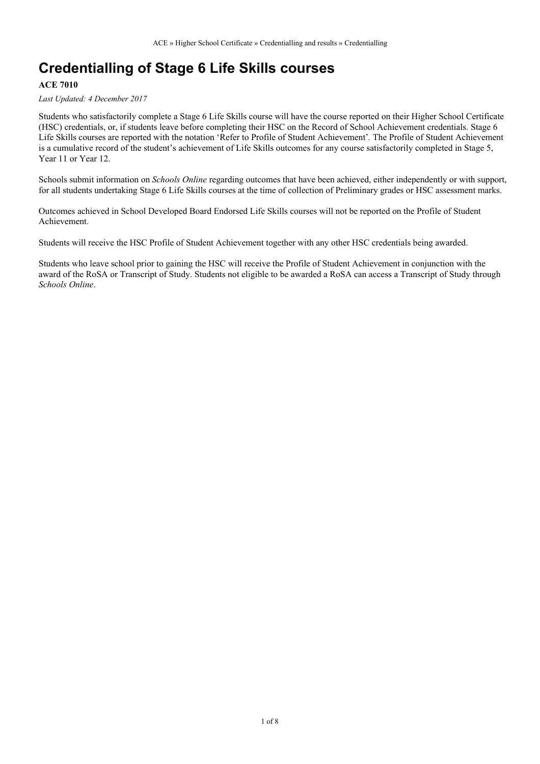# Credentialling of Stage 6 Life Skills courses

**ACE 7010**

*Last Updated: 4 December 2017*

Students who satisfactorily complete a Stage 6 Life Skills course will have the course reported on their Higher School Certificate (HSC) credentials, or, if students leave before completing their HSC on the Record of School Achievement credentials. Stage 6 Life Skills courses are reported with the notation 'Refer to Profile of Student Achievement'. The Profile of Student Achievement is a cumulative record of the student's achievement of Life Skills outcomes for any course satisfactorily completed in Stage 5, Year 11 or Year 12.

Schools submit information on *Schools Online* regarding outcomes that have been achieved, either independently or with support, for all students undertaking Stage 6 Life Skills courses at the time of collection of Preliminary grades or HSC assessment marks.

Outcomes achieved in School Developed Board Endorsed Life Skills courses will not be reported on the Profile of Student Achievement.

Students will receive the HSC Profile of Student Achievement together with any other HSC credentials being awarded.

Students who leave school prior to gaining the HSC will receive the Profile of Student Achievement in conjunction with the award of the RoSA or Transcript of Study. Students not eligible to be awarded a RoSA can access a Transcript of Study through *Schools Online*.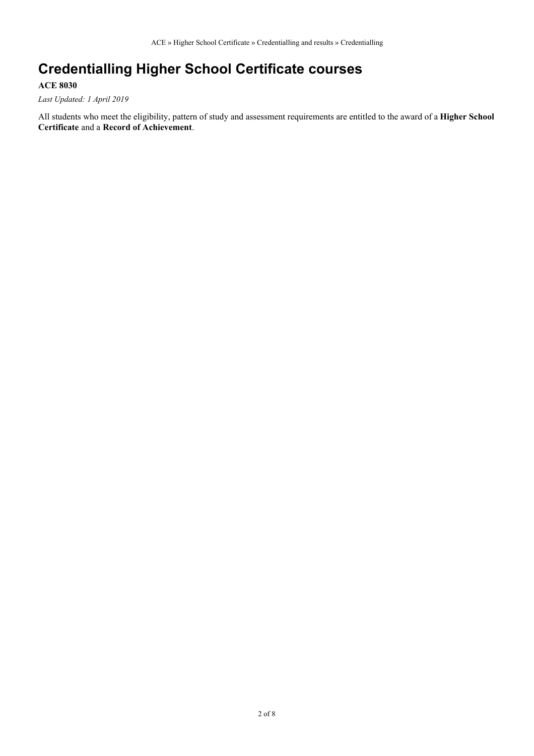# Credentialling Higher School Certificate courses

**ACE 8030**

*Last Updated: 1 April 2019*

All students who meet the eligibility, pattern of study and assessment requirements are entitled to the award of a **Higher School Certificate** and a **Record of Achievement**.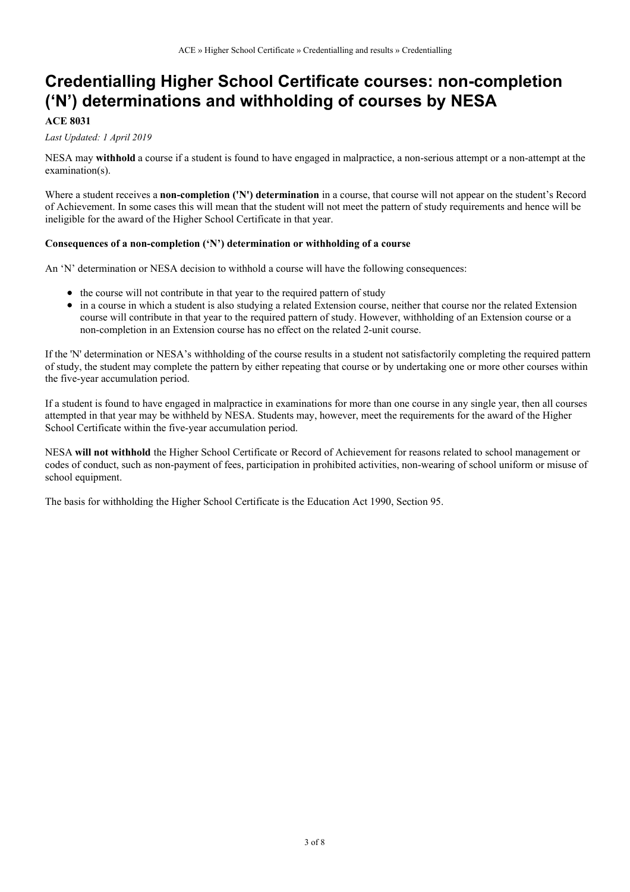# Credentialling Higher School Certificate courses: non-completion ('N') determinations and withholding of courses by NESA

**ACE 8031**

*Last Updated: 1 April 2019*

NESA may **withhold** a course if a student is found to have engaged in malpractice, a non-serious attempt or a non-attempt at the examination(s).

Where a student receives a **non-completion ('N') determination** in a course, that course will not appear on the student's Record of Achievement. In some cases this will mean that the student will not meet the pattern of study requirements and hence will be ineligible for the award of the Higher School Certificate in that year.

**Consequences of a non-completion ('N') determination or withholding of a course**

An 'N' determination or NESA decision to withhold a course will have the following consequences:

- the course will not contribute in that year to the required pattern of study
- in a course in which a student is also studying a related Extension course, neither that course nor the related Extension course will contribute in that year to the required pattern of study. However, withholding of an Extension course or a non-completion in an Extension course has no effect on the related 2-unit course.

If the 'N' determination or NESA's withholding of the course results in a student not satisfactorily completing the required pattern of study, the student may complete the pattern by either repeating that course or by undertaking one or more other courses within the five-year accumulation period.

If a student is found to have engaged in malpractice in examinations for more than one course in any single year, then all courses attempted in that year may be withheld by NESA. Students may, however, meet the requirements for the award of the Higher School Certificate within the five-year accumulation period.

NESA **will not withhold** the Higher School Certificate or Record of Achievement for reasons related to school management or codes of conduct, such as non-payment of fees, participation in prohibited activities, non-wearing of school uniform or misuse of school equipment.

The basis for withholding the Higher School Certificate is the Education Act 1990, Section 95.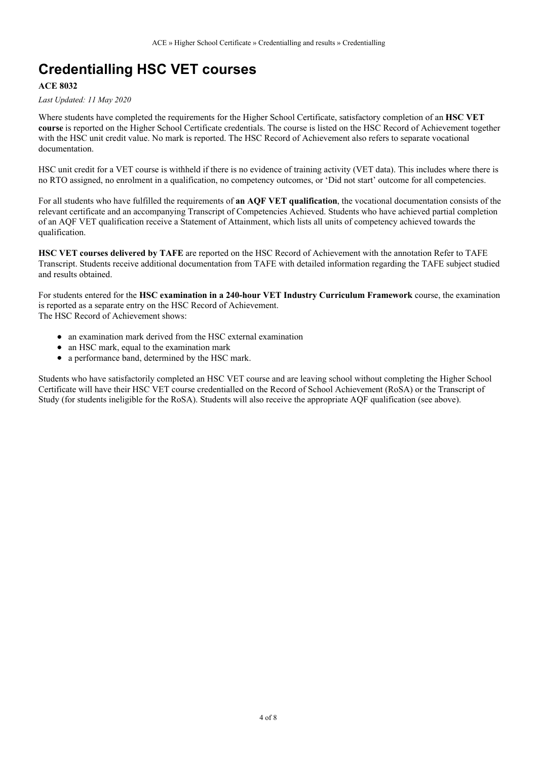# Credentialling HSC VET courses

**ACE 8032**

*Last Updated: 11 May 2020*

Where students have completed the requirements for the Higher School Certificate, satisfactory completion of an **HSC VET course** is reported on the Higher School Certificate credentials. The course is listed on the HSC Record of Achievement together with the HSC unit credit value. No mark is reported. The HSC Record of Achievement also refers to separate vocational documentation.

HSC unit credit for a VET course is withheld if there is no evidence of training activity (VET data). This includes where there is no RTO assigned, no enrolment in a qualification, no competency outcomes, or 'Did not start' outcome for all competencies.

For all students who have fulfilled the requirements of **an AQF VET qualification**, the vocational documentation consists of the relevant certificate and an accompanying Transcript of Competencies Achieved. Students who have achieved partial completion of an AQF VET qualification receive a Statement of Attainment, which lists all units of competency achieved towards the qualification.

**HSC VET courses delivered by TAFE** are reported on the HSC Record of Achievement with the annotation Refer to TAFE Transcript. Students receive additional documentation from TAFE with detailed information regarding the TAFE subject studied and results obtained.

For students entered for the **HSC examination in a 240-hour VET Industry Curriculum Framework** course, the examination is reported as a separate entry on the HSC Record of Achievement.
The HSC Record of Achievement shows:

- an examination mark derived from the HSC external examination
- an HSC mark, equal to the examination mark
- a performance band, determined by the HSC mark.

Students who have satisfactorily completed an HSC VET course and are leaving school without completing the Higher School Certificate will have their HSC VET course credentialled on the Record of School Achievement (RoSA) or the Transcript of Study (for students ineligible for the RoSA). Students will also receive the appropriate AQF qualification (see above).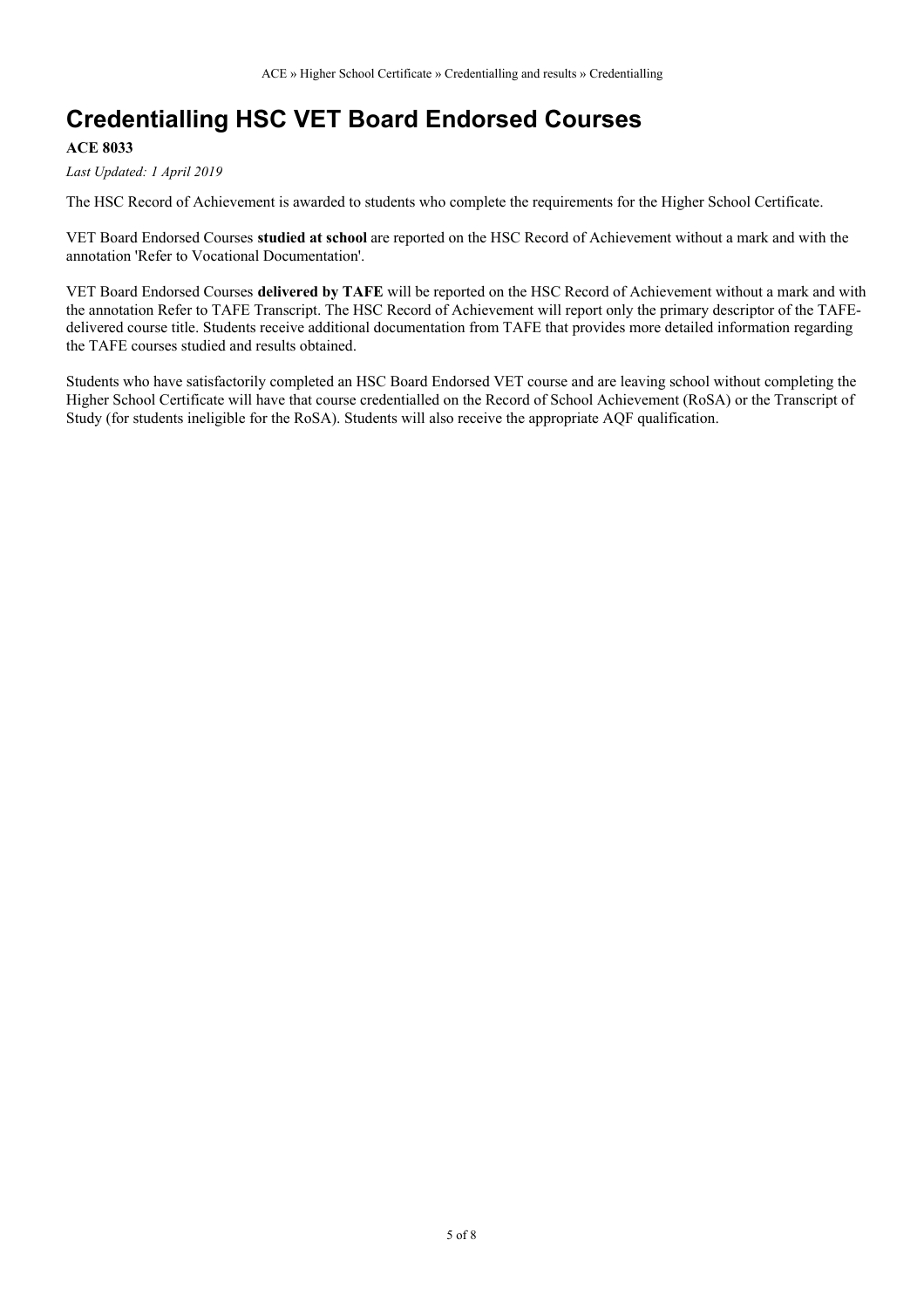# Credentialling HSC VET Board Endorsed Courses

**ACE 8033**

*Last Updated: 1 April 2019*

The HSC Record of Achievement is awarded to students who complete the requirements for the Higher School Certificate.

VET Board Endorsed Courses **studied at school** are reported on the HSC Record of Achievement without a mark and with the annotation 'Refer to Vocational Documentation'.

VET Board Endorsed Courses **delivered by TAFE** will be reported on the HSC Record of Achievement without a mark and with the annotation Refer to TAFE Transcript. The HSC Record of Achievement will report only the primary descriptor of the TAFE-delivered course title. Students receive additional documentation from TAFE that provides more detailed information regarding the TAFE courses studied and results obtained.

Students who have satisfactorily completed an HSC Board Endorsed VET course and are leaving school without completing the Higher School Certificate will have that course credentialled on the Record of School Achievement (RoSA) or the Transcript of Study (for students ineligible for the RoSA). Students will also receive the appropriate AQF qualification.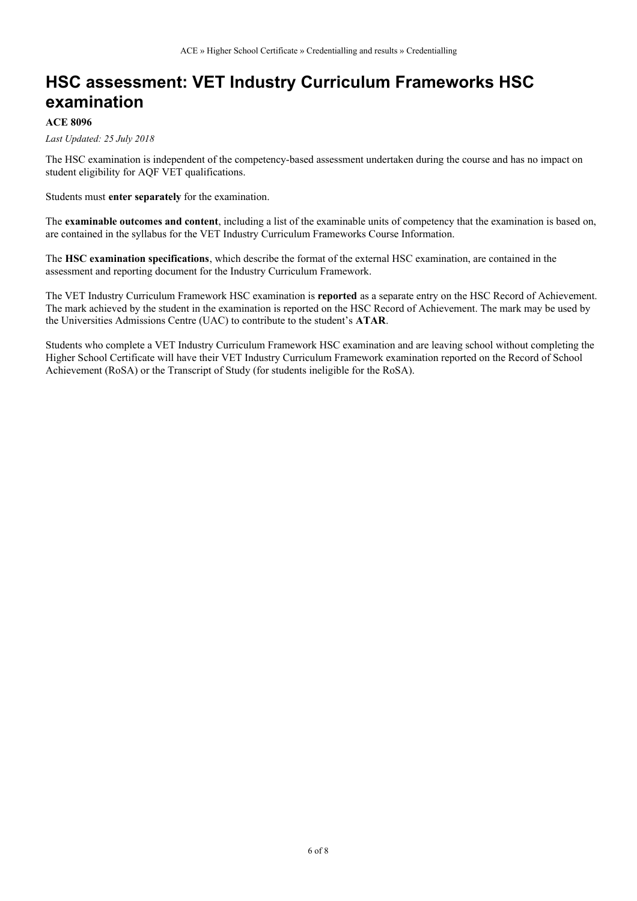# HSC assessment: VET Industry Curriculum Frameworks HSC examination

**ACE 8096**

*Last Updated: 25 July 2018*

The HSC examination is independent of the competency-based assessment undertaken during the course and has no impact on student eligibility for AQF VET qualifications.

Students must **enter separately** for the examination.

The **examinable outcomes and content**, including a list of the examinable units of competency that the examination is based on, are contained in the syllabus for the VET Industry Curriculum Frameworks Course Information.

The **HSC examination specifications**, which describe the format of the external HSC examination, are contained in the assessment and reporting document for the Industry Curriculum Framework.

The VET Industry Curriculum Framework HSC examination is **reported** as a separate entry on the HSC Record of Achievement. The mark achieved by the student in the examination is reported on the HSC Record of Achievement. The mark may be used by the Universities Admissions Centre (UAC) to contribute to the student's **ATAR**.

Students who complete a VET Industry Curriculum Framework HSC examination and are leaving school without completing the Higher School Certificate will have their VET Industry Curriculum Framework examination reported on the Record of School Achievement (RoSA) or the Transcript of Study (for students ineligible for the RoSA).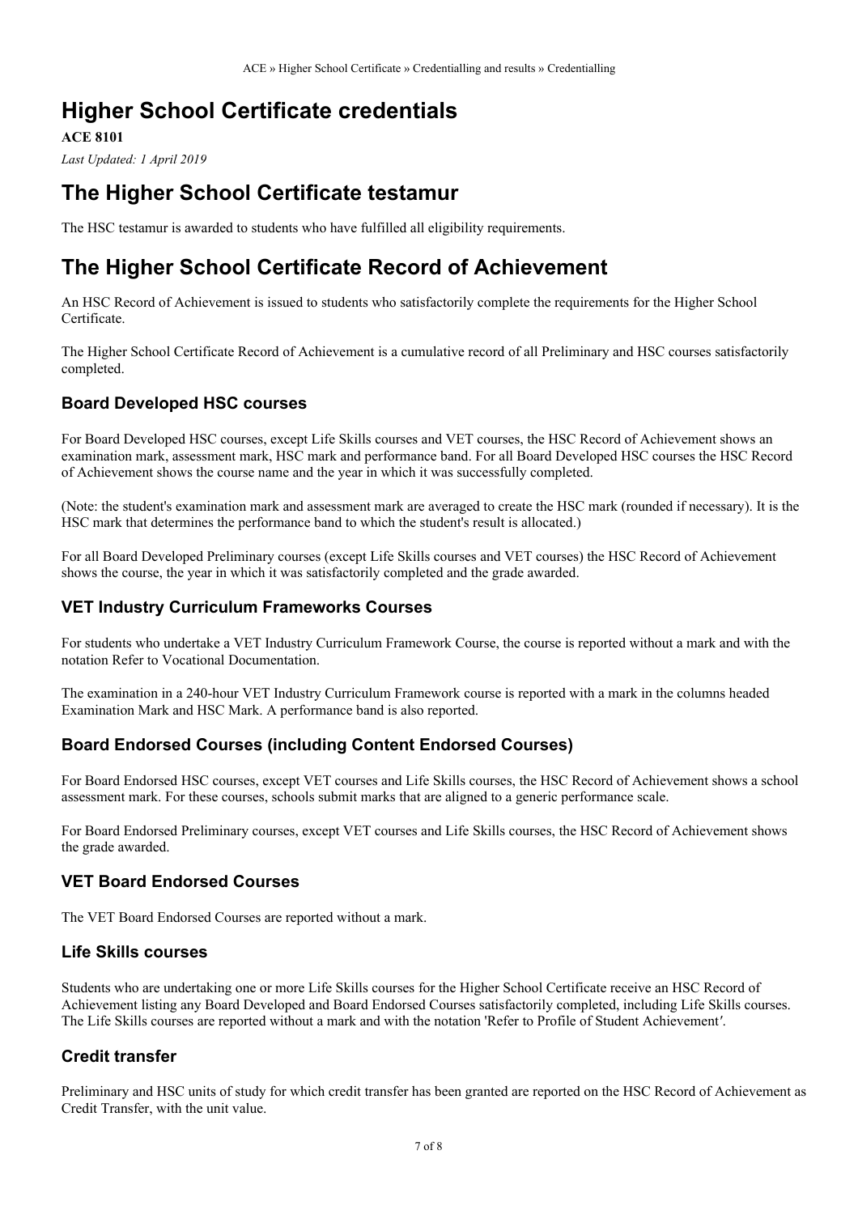# Higher School Certificate credentials

**ACE 8101**

*Last Updated: 1 April 2019*

# The Higher School Certificate testamur

The HSC testamur is awarded to students who have fulfilled all eligibility requirements.

# The Higher School Certificate Record of Achievement

An HSC Record of Achievement is issued to students who satisfactorily complete the requirements for the Higher School Certificate.

The Higher School Certificate Record of Achievement is a cumulative record of all Preliminary and HSC courses satisfactorily completed.

## Board Developed HSC courses

For Board Developed HSC courses, except Life Skills courses and VET courses, the HSC Record of Achievement shows an examination mark, assessment mark, HSC mark and performance band. For all Board Developed HSC courses the HSC Record of Achievement shows the course name and the year in which it was successfully completed.

(Note: the student's examination mark and assessment mark are averaged to create the HSC mark (rounded if necessary). It is the HSC mark that determines the performance band to which the student's result is allocated.)

For all Board Developed Preliminary courses (except Life Skills courses and VET courses) the HSC Record of Achievement shows the course, the year in which it was satisfactorily completed and the grade awarded.

## VET Industry Curriculum Frameworks Courses

For students who undertake a VET Industry Curriculum Framework Course, the course is reported without a mark and with the notation Refer to Vocational Documentation.

The examination in a 240-hour VET Industry Curriculum Framework course is reported with a mark in the columns headed Examination Mark and HSC Mark. A performance band is also reported.

## Board Endorsed Courses (including Content Endorsed Courses)

For Board Endorsed HSC courses, except VET courses and Life Skills courses, the HSC Record of Achievement shows a school assessment mark. For these courses, schools submit marks that are aligned to a generic performance scale.

For Board Endorsed Preliminary courses, except VET courses and Life Skills courses, the HSC Record of Achievement shows the grade awarded.

## VET Board Endorsed Courses

The VET Board Endorsed Courses are reported without a mark.

## Life Skills courses

Students who are undertaking one or more Life Skills courses for the Higher School Certificate receive an HSC Record of Achievement listing any Board Developed and Board Endorsed Courses satisfactorily completed, including Life Skills courses. The Life Skills courses are reported without a mark and with the notation 'Refer to Profile of Student Achievement'.

## Credit transfer

Preliminary and HSC units of study for which credit transfer has been granted are reported on the HSC Record of Achievement as Credit Transfer, with the unit value.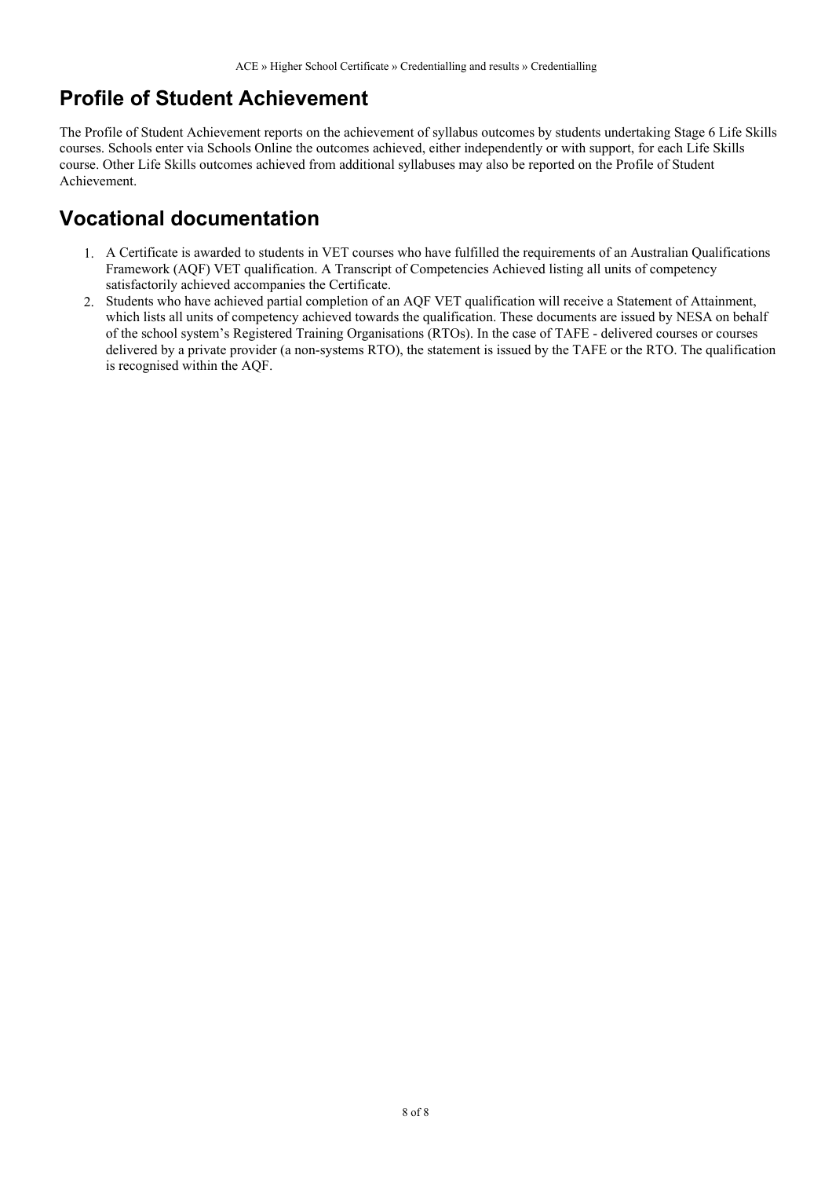## Profile of Student Achievement

The Profile of Student Achievement reports on the achievement of syllabus outcomes by students undertaking Stage 6 Life Skills courses. Schools enter via Schools Online the outcomes achieved, either independently or with support, for each Life Skills course. Other Life Skills outcomes achieved from additional syllabuses may also be reported on the Profile of Student Achievement.

## Vocational documentation

1. A Certificate is awarded to students in VET courses who have fulfilled the requirements of an Australian Qualifications Framework (AQF) VET qualification. A Transcript of Competencies Achieved listing all units of competency satisfactorily achieved accompanies the Certificate.
2. Students who have achieved partial completion of an AQF VET qualification will receive a Statement of Attainment, which lists all units of competency achieved towards the qualification. These documents are issued by NESA on behalf of the school system's Registered Training Organisations (RTOs). In the case of TAFE - delivered courses or courses delivered by a private provider (a non-systems RTO), the statement is issued by the TAFE or the RTO. The qualification is recognised within the AQF.